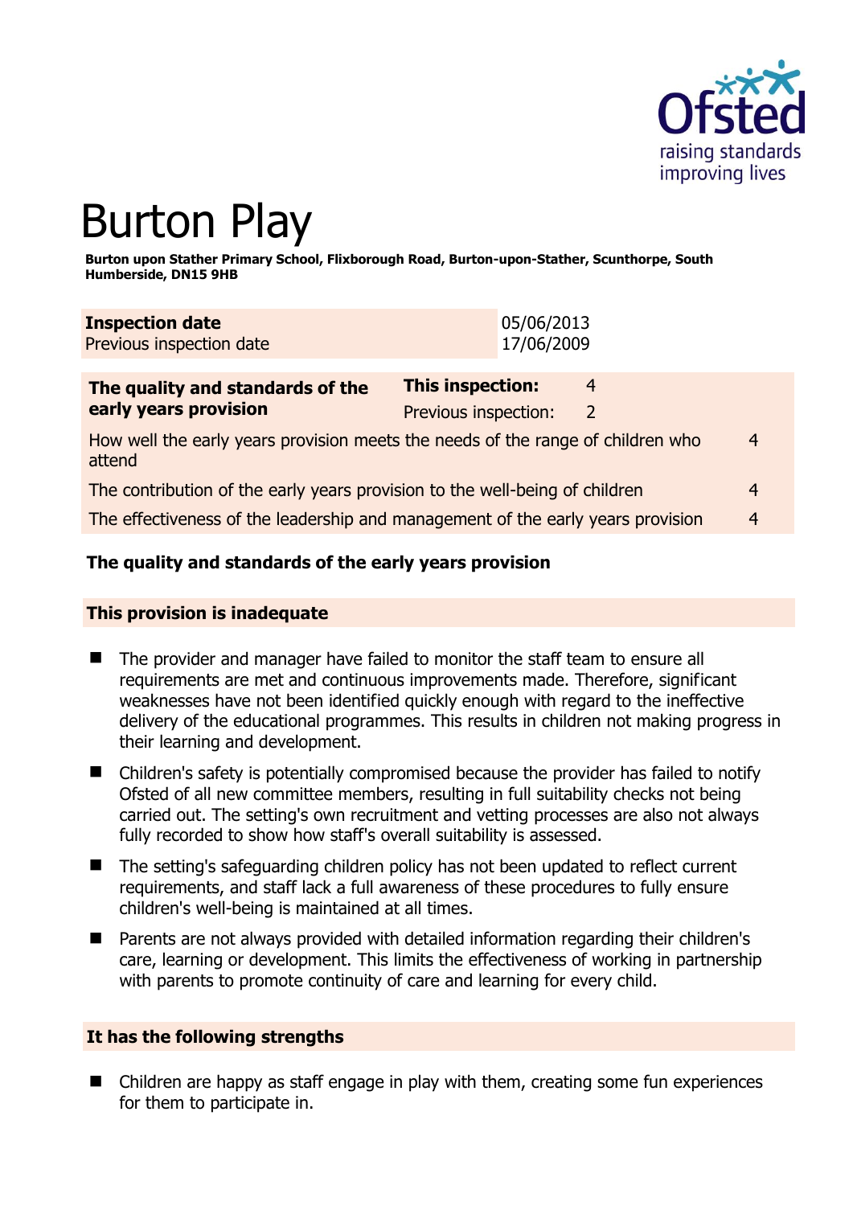# Burton Play

**Burton upon Stather Primary School, Flixborough Road, Burton-upon-Stather, Scunthorpe, South Humberside, DN15 9HB**

| **Inspection date** | 05/06/2013 |
|---|---|
| Previous inspection date | 17/06/2009 |

| **The quality and standards of the early years provision** | **This inspection:** | 4 | |
|---|---|---|---|
| | Previous inspection: | 2 | |
| How well the early years provision meets the needs of the range of children who attend | | | 4 |
| The contribution of the early years provision to the well-being of children | | | 4 |
| The effectiveness of the leadership and management of the early years provision | | | 4 |

## The quality and standards of the early years provision

### This provision is inadequate

- The provider and manager have failed to monitor the staff team to ensure all requirements are met and continuous improvements made. Therefore, significant weaknesses have not been identified quickly enough with regard to the ineffective delivery of the educational programmes. This results in children not making progress in their learning and development.
- Children's safety is potentially compromised because the provider has failed to notify Ofsted of all new committee members, resulting in full suitability checks not being carried out. The setting's own recruitment and vetting processes are also not always fully recorded to show how staff's overall suitability is assessed.
- The setting's safeguarding children policy has not been updated to reflect current requirements, and staff lack a full awareness of these procedures to fully ensure children's well-being is maintained at all times.
- Parents are not always provided with detailed information regarding their children's care, learning or development. This limits the effectiveness of working in partnership with parents to promote continuity of care and learning for every child.

### It has the following strengths

- Children are happy as staff engage in play with them, creating some fun experiences for them to participate in.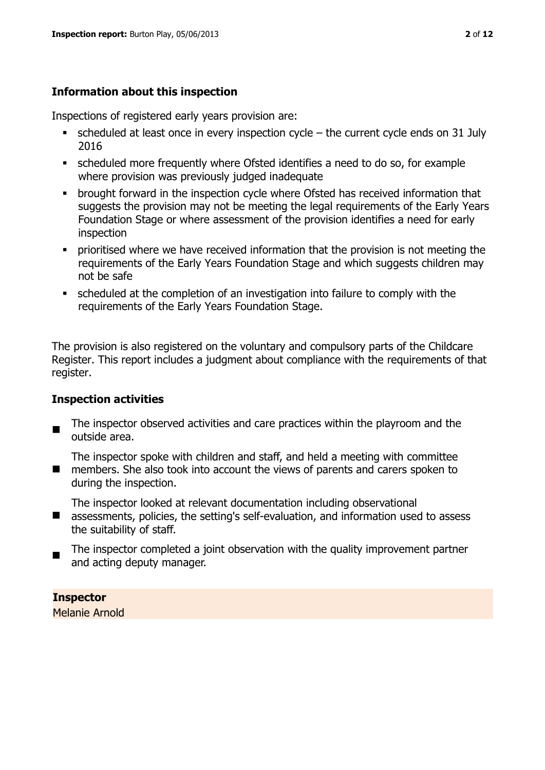## Information about this inspection

Inspections of registered early years provision are:

- scheduled at least once in every inspection cycle – the current cycle ends on 31 July 2016
- scheduled more frequently where Ofsted identifies a need to do so, for example where provision was previously judged inadequate
- brought forward in the inspection cycle where Ofsted has received information that suggests the provision may not be meeting the legal requirements of the Early Years Foundation Stage or where assessment of the provision identifies a need for early inspection
- prioritised where we have received information that the provision is not meeting the requirements of the Early Years Foundation Stage and which suggests children may not be safe
- scheduled at the completion of an investigation into failure to comply with the requirements of the Early Years Foundation Stage.

The provision is also registered on the voluntary and compulsory parts of the Childcare Register. This report includes a judgment about compliance with the requirements of that register.

## Inspection activities

- The inspector observed activities and care practices within the playroom and the outside area.
- The inspector spoke with children and staff, and held a meeting with committee members. She also took into account the views of parents and carers spoken to during the inspection.
- The inspector looked at relevant documentation including observational assessments, policies, the setting's self-evaluation, and information used to assess the suitability of staff.
- The inspector completed a joint observation with the quality improvement partner and acting deputy manager.

**Inspector**

Melanie Arnold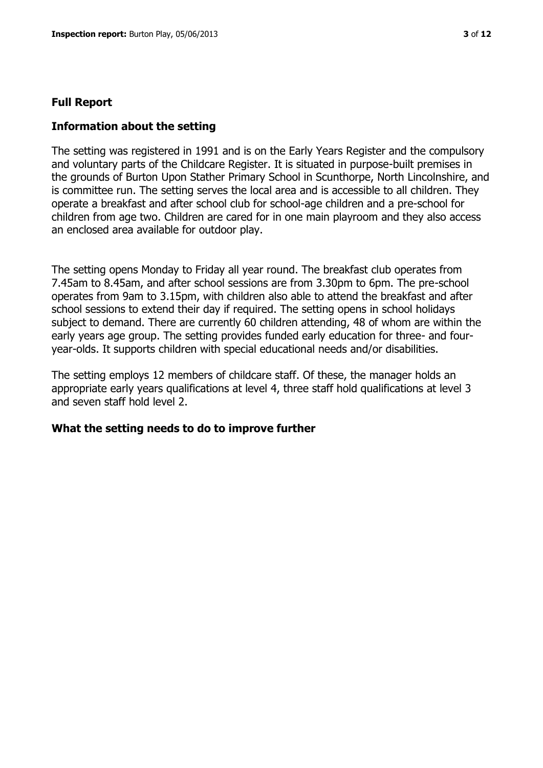## Full Report

### Information about the setting

The setting was registered in 1991 and is on the Early Years Register and the compulsory and voluntary parts of the Childcare Register. It is situated in purpose-built premises in the grounds of Burton Upon Stather Primary School in Scunthorpe, North Lincolnshire, and is committee run. The setting serves the local area and is accessible to all children. They operate a breakfast and after school club for school-age children and a pre-school for children from age two. Children are cared for in one main playroom and they also access an enclosed area available for outdoor play.

The setting opens Monday to Friday all year round. The breakfast club operates from 7.45am to 8.45am, and after school sessions are from 3.30pm to 6pm. The pre-school operates from 9am to 3.15pm, with children also able to attend the breakfast and after school sessions to extend their day if required. The setting opens in school holidays subject to demand. There are currently 60 children attending, 48 of whom are within the early years age group. The setting provides funded early education for three- and four-year-olds. It supports children with special educational needs and/or disabilities.

The setting employs 12 members of childcare staff. Of these, the manager holds an appropriate early years qualifications at level 4, three staff hold qualifications at level 3 and seven staff hold level 2.

### What the setting needs to do to improve further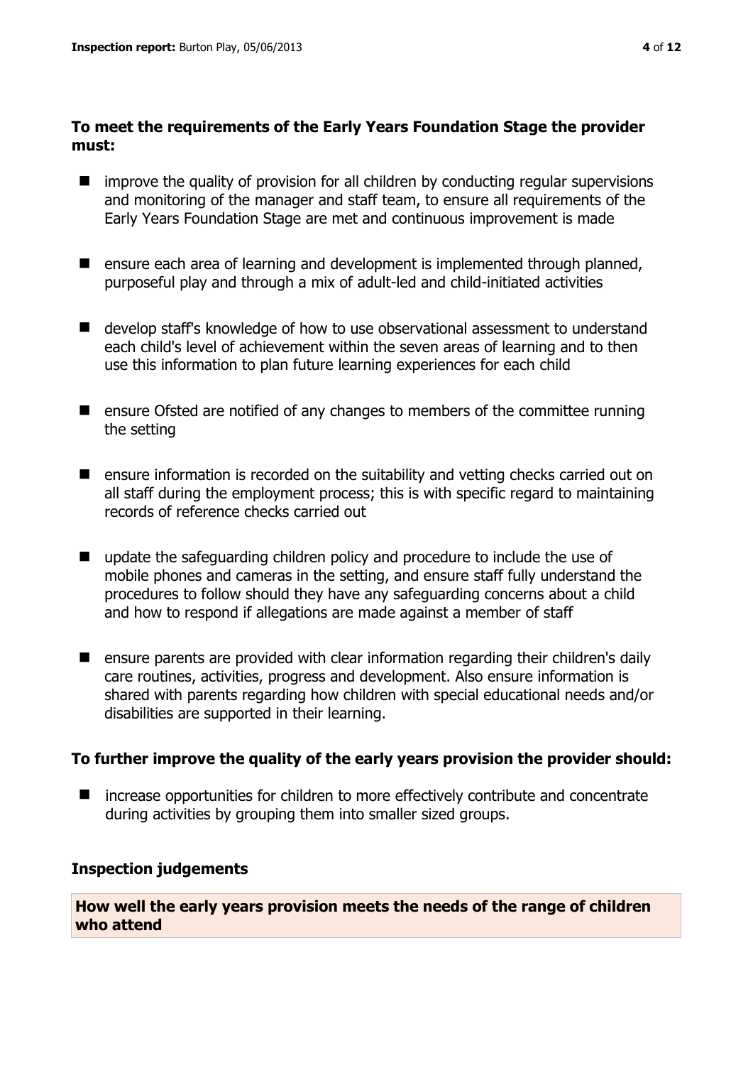**To meet the requirements of the Early Years Foundation Stage the provider must:**

- improve the quality of provision for all children by conducting regular supervisions and monitoring of the manager and staff team, to ensure all requirements of the Early Years Foundation Stage are met and continuous improvement is made
- ensure each area of learning and development is implemented through planned, purposeful play and through a mix of adult-led and child-initiated activities
- develop staff's knowledge of how to use observational assessment to understand each child's level of achievement within the seven areas of learning and to then use this information to plan future learning experiences for each child
- ensure Ofsted are notified of any changes to members of the committee running the setting
- ensure information is recorded on the suitability and vetting checks carried out on all staff during the employment process; this is with specific regard to maintaining records of reference checks carried out
- update the safeguarding children policy and procedure to include the use of mobile phones and cameras in the setting, and ensure staff fully understand the procedures to follow should they have any safeguarding concerns about a child and how to respond if allegations are made against a member of staff
- ensure parents are provided with clear information regarding their children's daily care routines, activities, progress and development. Also ensure information is shared with parents regarding how children with special educational needs and/or disabilities are supported in their learning.

**To further improve the quality of the early years provision the provider should:**

- increase opportunities for children to more effectively contribute and concentrate during activities by grouping them into smaller sized groups.

**Inspection judgements**

**How well the early years provision meets the needs of the range of children who attend**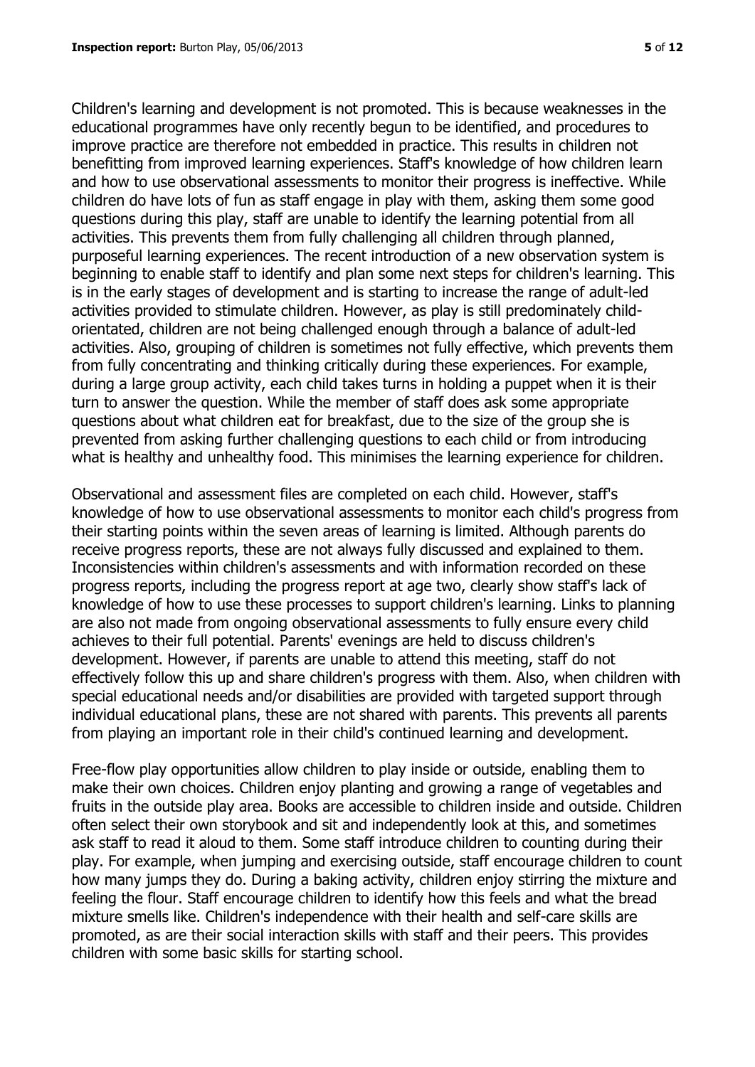Children's learning and development is not promoted. This is because weaknesses in the educational programmes have only recently begun to be identified, and procedures to improve practice are therefore not embedded in practice. This results in children not benefitting from improved learning experiences. Staff's knowledge of how children learn and how to use observational assessments to monitor their progress is ineffective. While children do have lots of fun as staff engage in play with them, asking them some good questions during this play, staff are unable to identify the learning potential from all activities. This prevents them from fully challenging all children through planned, purposeful learning experiences. The recent introduction of a new observation system is beginning to enable staff to identify and plan some next steps for children's learning. This is in the early stages of development and is starting to increase the range of adult-led activities provided to stimulate children. However, as play is still predominately child-orientated, children are not being challenged enough through a balance of adult-led activities. Also, grouping of children is sometimes not fully effective, which prevents them from fully concentrating and thinking critically during these experiences. For example, during a large group activity, each child takes turns in holding a puppet when it is their turn to answer the question. While the member of staff does ask some appropriate questions about what children eat for breakfast, due to the size of the group she is prevented from asking further challenging questions to each child or from introducing what is healthy and unhealthy food. This minimises the learning experience for children.

Observational and assessment files are completed on each child. However, staff's knowledge of how to use observational assessments to monitor each child's progress from their starting points within the seven areas of learning is limited. Although parents do receive progress reports, these are not always fully discussed and explained to them. Inconsistencies within children's assessments and with information recorded on these progress reports, including the progress report at age two, clearly show staff's lack of knowledge of how to use these processes to support children's learning. Links to planning are also not made from ongoing observational assessments to fully ensure every child achieves to their full potential. Parents' evenings are held to discuss children's development. However, if parents are unable to attend this meeting, staff do not effectively follow this up and share children's progress with them. Also, when children with special educational needs and/or disabilities are provided with targeted support through individual educational plans, these are not shared with parents. This prevents all parents from playing an important role in their child's continued learning and development.

Free-flow play opportunities allow children to play inside or outside, enabling them to make their own choices. Children enjoy planting and growing a range of vegetables and fruits in the outside play area. Books are accessible to children inside and outside. Children often select their own storybook and sit and independently look at this, and sometimes ask staff to read it aloud to them. Some staff introduce children to counting during their play. For example, when jumping and exercising outside, staff encourage children to count how many jumps they do. During a baking activity, children enjoy stirring the mixture and feeling the flour. Staff encourage children to identify how this feels and what the bread mixture smells like. Children's independence with their health and self-care skills are promoted, as are their social interaction skills with staff and their peers. This provides children with some basic skills for starting school.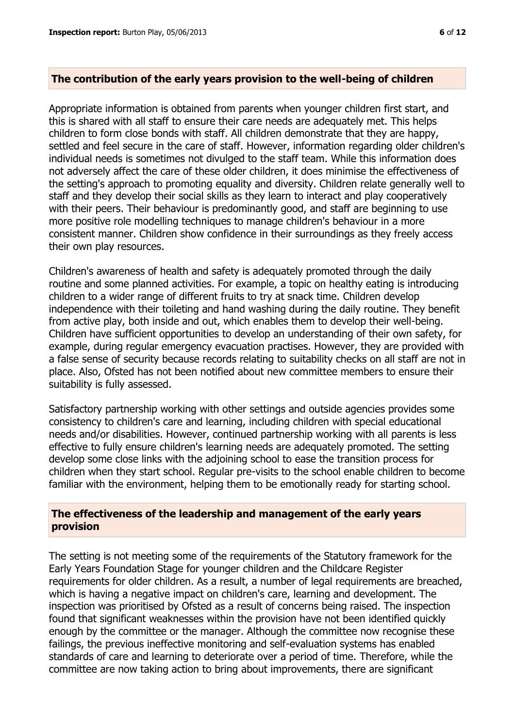## The contribution of the early years provision to the well-being of children

Appropriate information is obtained from parents when younger children first start, and this is shared with all staff to ensure their care needs are adequately met. This helps children to form close bonds with staff. All children demonstrate that they are happy, settled and feel secure in the care of staff. However, information regarding older children's individual needs is sometimes not divulged to the staff team. While this information does not adversely affect the care of these older children, it does minimise the effectiveness of the setting's approach to promoting equality and diversity. Children relate generally well to staff and they develop their social skills as they learn to interact and play cooperatively with their peers. Their behaviour is predominantly good, and staff are beginning to use more positive role modelling techniques to manage children's behaviour in a more consistent manner. Children show confidence in their surroundings as they freely access their own play resources.

Children's awareness of health and safety is adequately promoted through the daily routine and some planned activities. For example, a topic on healthy eating is introducing children to a wider range of different fruits to try at snack time. Children develop independence with their toileting and hand washing during the daily routine. They benefit from active play, both inside and out, which enables them to develop their well-being. Children have sufficient opportunities to develop an understanding of their own safety, for example, during regular emergency evacuation practises. However, they are provided with a false sense of security because records relating to suitability checks on all staff are not in place. Also, Ofsted has not been notified about new committee members to ensure their suitability is fully assessed.

Satisfactory partnership working with other settings and outside agencies provides some consistency to children's care and learning, including children with special educational needs and/or disabilities. However, continued partnership working with all parents is less effective to fully ensure children's learning needs are adequately promoted. The setting develop some close links with the adjoining school to ease the transition process for children when they start school. Regular pre-visits to the school enable children to become familiar with the environment, helping them to be emotionally ready for starting school.

## The effectiveness of the leadership and management of the early years provision

The setting is not meeting some of the requirements of the Statutory framework for the Early Years Foundation Stage for younger children and the Childcare Register requirements for older children. As a result, a number of legal requirements are breached, which is having a negative impact on children's care, learning and development. The inspection was prioritised by Ofsted as a result of concerns being raised. The inspection found that significant weaknesses within the provision have not been identified quickly enough by the committee or the manager. Although the committee now recognise these failings, the previous ineffective monitoring and self-evaluation systems has enabled standards of care and learning to deteriorate over a period of time. Therefore, while the committee are now taking action to bring about improvements, there are significant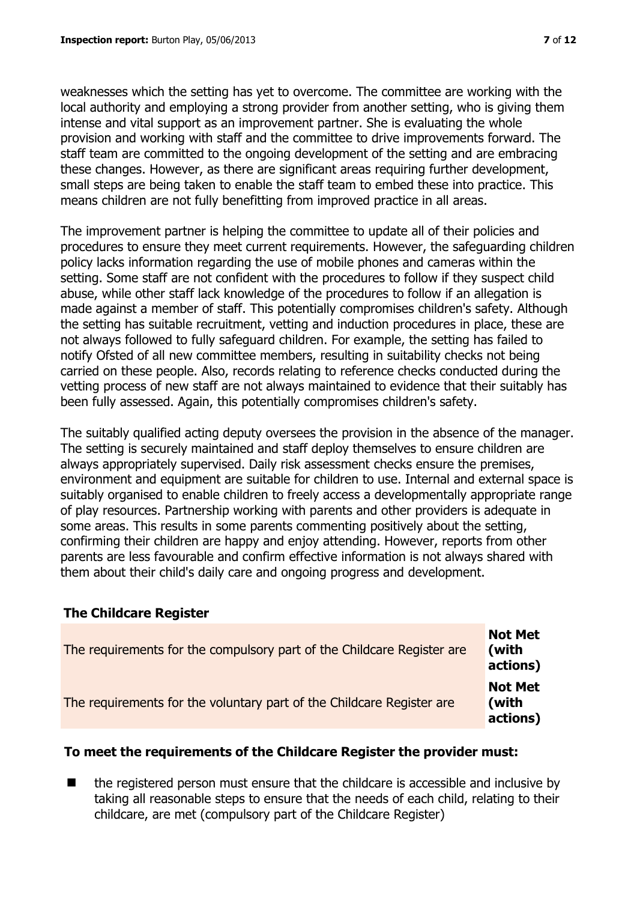weaknesses which the setting has yet to overcome. The committee are working with the local authority and employing a strong provider from another setting, who is giving them intense and vital support as an improvement partner. She is evaluating the whole provision and working with staff and the committee to drive improvements forward. The staff team are committed to the ongoing development of the setting and are embracing these changes. However, as there are significant areas requiring further development, small steps are being taken to enable the staff team to embed these into practice. This means children are not fully benefitting from improved practice in all areas.

The improvement partner is helping the committee to update all of their policies and procedures to ensure they meet current requirements. However, the safeguarding children policy lacks information regarding the use of mobile phones and cameras within the setting. Some staff are not confident with the procedures to follow if they suspect child abuse, while other staff lack knowledge of the procedures to follow if an allegation is made against a member of staff. This potentially compromises children's safety. Although the setting has suitable recruitment, vetting and induction procedures in place, these are not always followed to fully safeguard children. For example, the setting has failed to notify Ofsted of all new committee members, resulting in suitability checks not being carried on these people. Also, records relating to reference checks conducted during the vetting process of new staff are not always maintained to evidence that their suitably has been fully assessed. Again, this potentially compromises children's safety.

The suitably qualified acting deputy oversees the provision in the absence of the manager. The setting is securely maintained and staff deploy themselves to ensure children are always appropriately supervised. Daily risk assessment checks ensure the premises, environment and equipment are suitable for children to use. Internal and external space is suitably organised to enable children to freely access a developmentally appropriate range of play resources. Partnership working with parents and other providers is adequate in some areas. This results in some parents commenting positively about the setting, confirming their children are happy and enjoy attending. However, reports from other parents are less favourable and confirm effective information is not always shared with them about their child's daily care and ongoing progress and development.

## The Childcare Register

| | |
|---|---|
| The requirements for the compulsory part of the Childcare Register are | **Not Met (with actions)** |
| The requirements for the voluntary part of the Childcare Register are | **Not Met (with actions)** |

**To meet the requirements of the Childcare Register the provider must:**

- the registered person must ensure that the childcare is accessible and inclusive by taking all reasonable steps to ensure that the needs of each child, relating to their childcare, are met (compulsory part of the Childcare Register)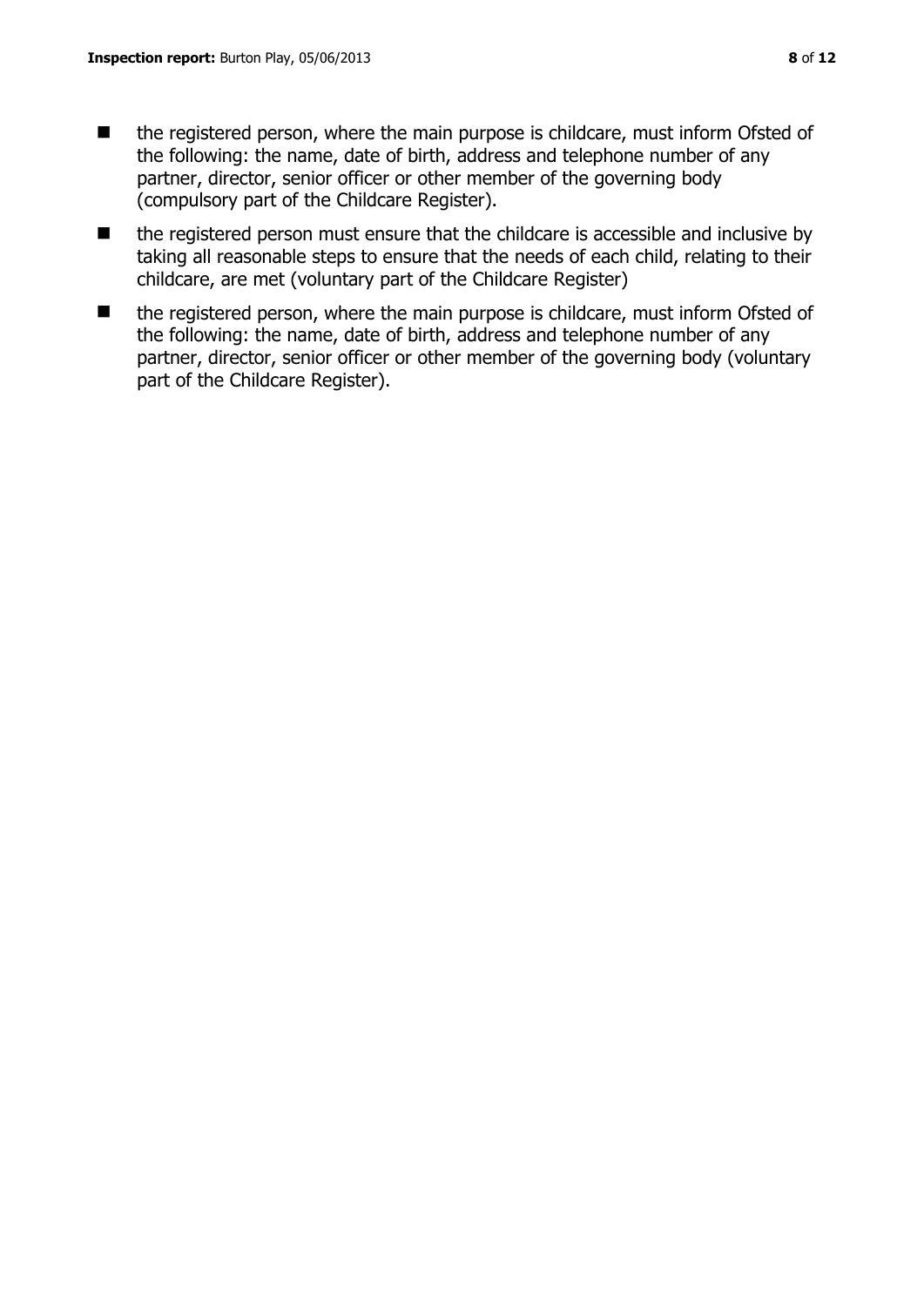- the registered person, where the main purpose is childcare, must inform Ofsted of the following: the name, date of birth, address and telephone number of any partner, director, senior officer or other member of the governing body (compulsory part of the Childcare Register).
- the registered person must ensure that the childcare is accessible and inclusive by taking all reasonable steps to ensure that the needs of each child, relating to their childcare, are met (voluntary part of the Childcare Register)
- the registered person, where the main purpose is childcare, must inform Ofsted of the following: the name, date of birth, address and telephone number of any partner, director, senior officer or other member of the governing body (voluntary part of the Childcare Register).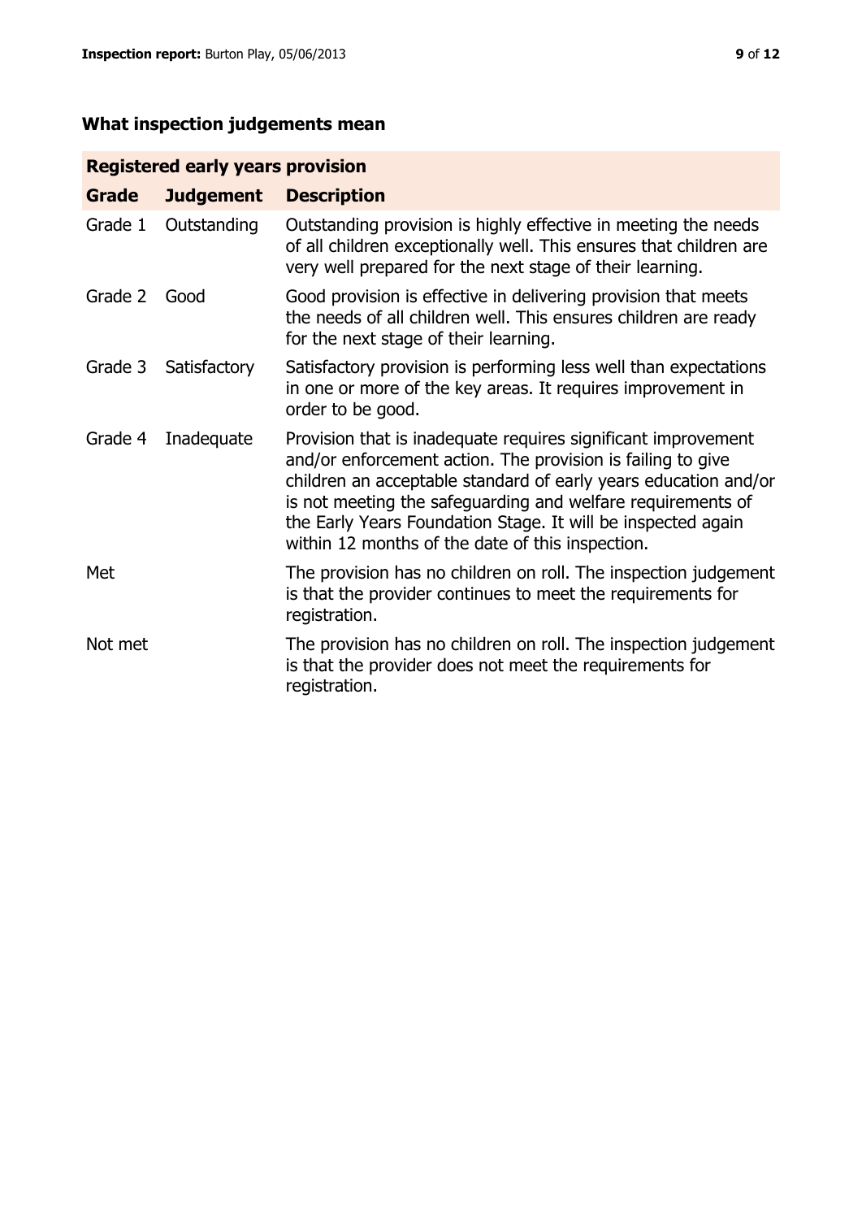## What inspection judgements mean

| Registered early years provision | | |
|---|---|---|
| **Grade** | **Judgement** | **Description** |
| Grade 1 | Outstanding | Outstanding provision is highly effective in meeting the needs of all children exceptionally well. This ensures that children are very well prepared for the next stage of their learning. |
| Grade 2 | Good | Good provision is effective in delivering provision that meets the needs of all children well. This ensures children are ready for the next stage of their learning. |
| Grade 3 | Satisfactory | Satisfactory provision is performing less well than expectations in one or more of the key areas. It requires improvement in order to be good. |
| Grade 4 | Inadequate | Provision that is inadequate requires significant improvement and/or enforcement action. The provision is failing to give children an acceptable standard of early years education and/or is not meeting the safeguarding and welfare requirements of the Early Years Foundation Stage. It will be inspected again within 12 months of the date of this inspection. |
| Met | | The provision has no children on roll. The inspection judgement is that the provider continues to meet the requirements for registration. |
| Not met | | The provision has no children on roll. The inspection judgement is that the provider does not meet the requirements for registration. |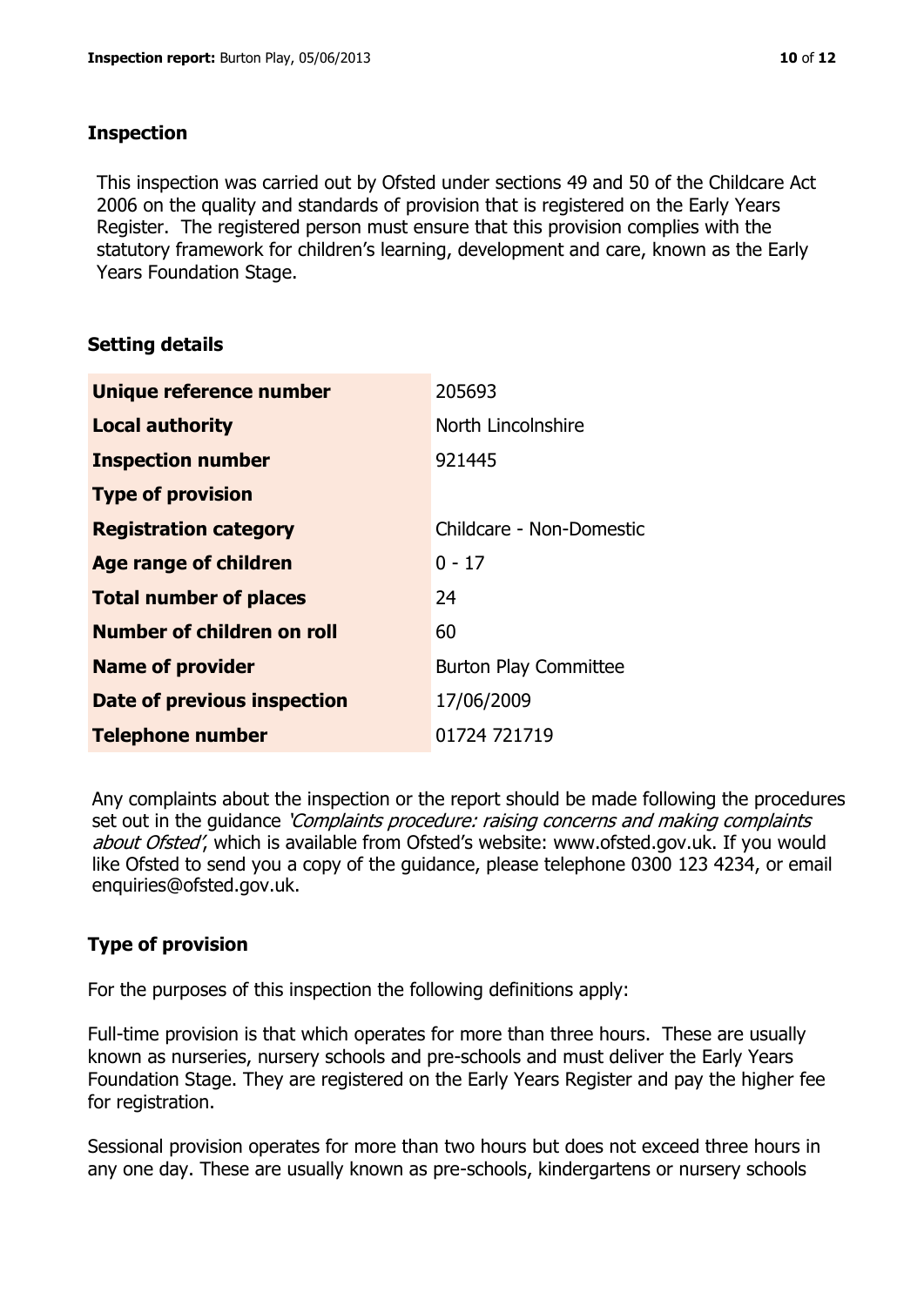## Inspection

This inspection was carried out by Ofsted under sections 49 and 50 of the Childcare Act 2006 on the quality and standards of provision that is registered on the Early Years Register. The registered person must ensure that this provision complies with the statutory framework for children's learning, development and care, known as the Early Years Foundation Stage.

## Setting details

| | |
|---|---|
| **Unique reference number** | 205693 |
| **Local authority** | North Lincolnshire |
| **Inspection number** | 921445 |
| **Type of provision** | |
| **Registration category** | Childcare - Non-Domestic |
| **Age range of children** | 0 - 17 |
| **Total number of places** | 24 |
| **Number of children on roll** | 60 |
| **Name of provider** | Burton Play Committee |
| **Date of previous inspection** | 17/06/2009 |
| **Telephone number** | 01724 721719 |

Any complaints about the inspection or the report should be made following the procedures set out in the guidance *'Complaints procedure: raising concerns and making complaints about Ofsted'*, which is available from Ofsted's website: www.ofsted.gov.uk. If you would like Ofsted to send you a copy of the guidance, please telephone 0300 123 4234, or email enquiries@ofsted.gov.uk.

## Type of provision

For the purposes of this inspection the following definitions apply:

Full-time provision is that which operates for more than three hours. These are usually known as nurseries, nursery schools and pre-schools and must deliver the Early Years Foundation Stage. They are registered on the Early Years Register and pay the higher fee for registration.

Sessional provision operates for more than two hours but does not exceed three hours in any one day. These are usually known as pre-schools, kindergartens or nursery schools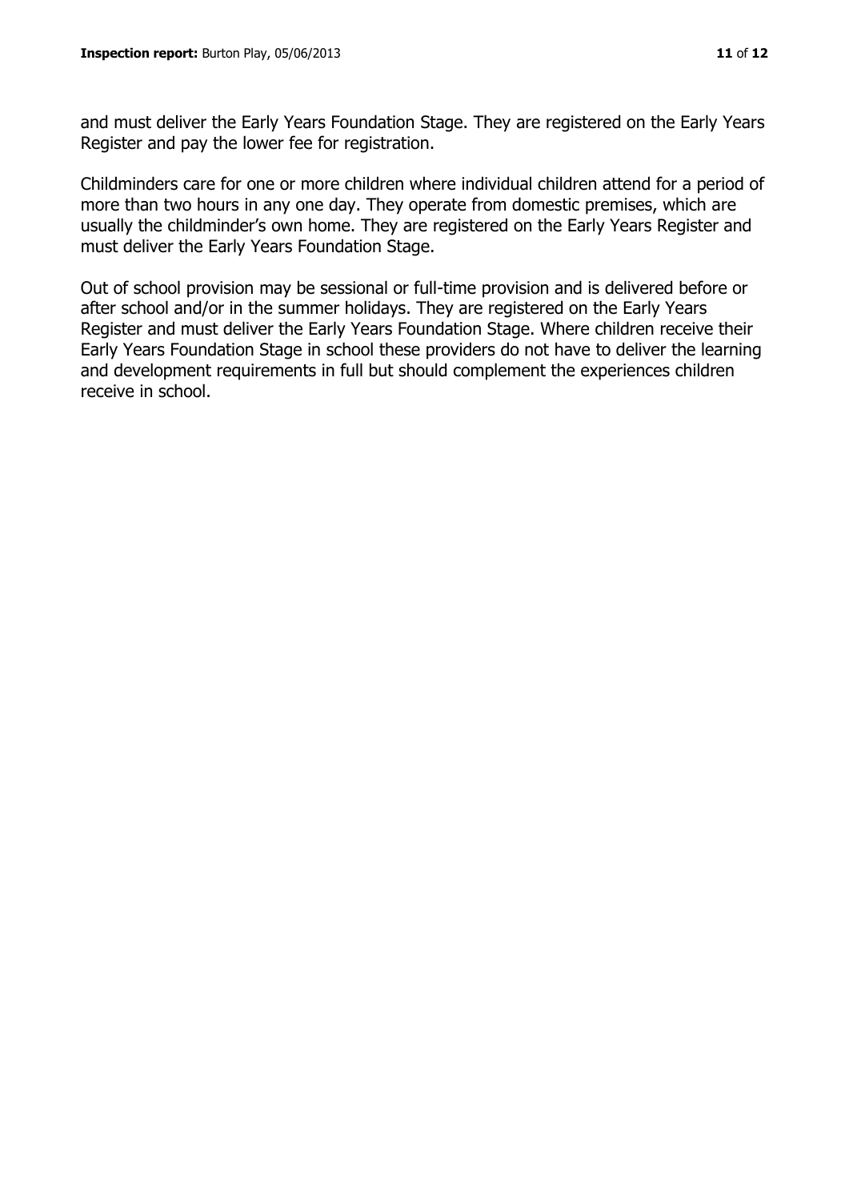and must deliver the Early Years Foundation Stage. They are registered on the Early Years Register and pay the lower fee for registration.

Childminders care for one or more children where individual children attend for a period of more than two hours in any one day. They operate from domestic premises, which are usually the childminder's own home. They are registered on the Early Years Register and must deliver the Early Years Foundation Stage.

Out of school provision may be sessional or full-time provision and is delivered before or after school and/or in the summer holidays. They are registered on the Early Years Register and must deliver the Early Years Foundation Stage. Where children receive their Early Years Foundation Stage in school these providers do not have to deliver the learning and development requirements in full but should complement the experiences children receive in school.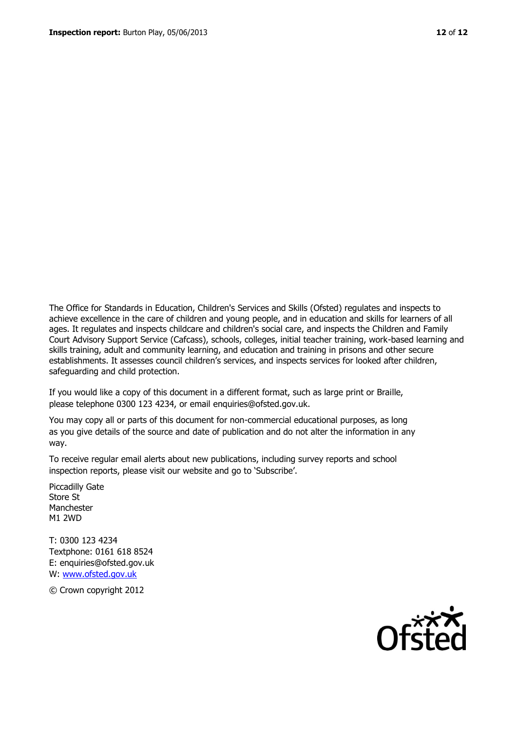The Office for Standards in Education, Children's Services and Skills (Ofsted) regulates and inspects to achieve excellence in the care of children and young people, and in education and skills for learners of all ages. It regulates and inspects childcare and children's social care, and inspects the Children and Family Court Advisory Support Service (Cafcass), schools, colleges, initial teacher training, work-based learning and skills training, adult and community learning, and education and training in prisons and other secure establishments. It assesses council children's services, and inspects services for looked after children, safeguarding and child protection.

If you would like a copy of this document in a different format, such as large print or Braille, please telephone 0300 123 4234, or email enquiries@ofsted.gov.uk.

You may copy all or parts of this document for non-commercial educational purposes, as long as you give details of the source and date of publication and do not alter the information in any way.

To receive regular email alerts about new publications, including survey reports and school inspection reports, please visit our website and go to 'Subscribe'.

Piccadilly Gate
Store St
Manchester
M1 2WD

T: 0300 123 4234
Textphone: 0161 618 8524
E: enquiries@ofsted.gov.uk
W: www.ofsted.gov.uk

© Crown copyright 2012

Ofsted